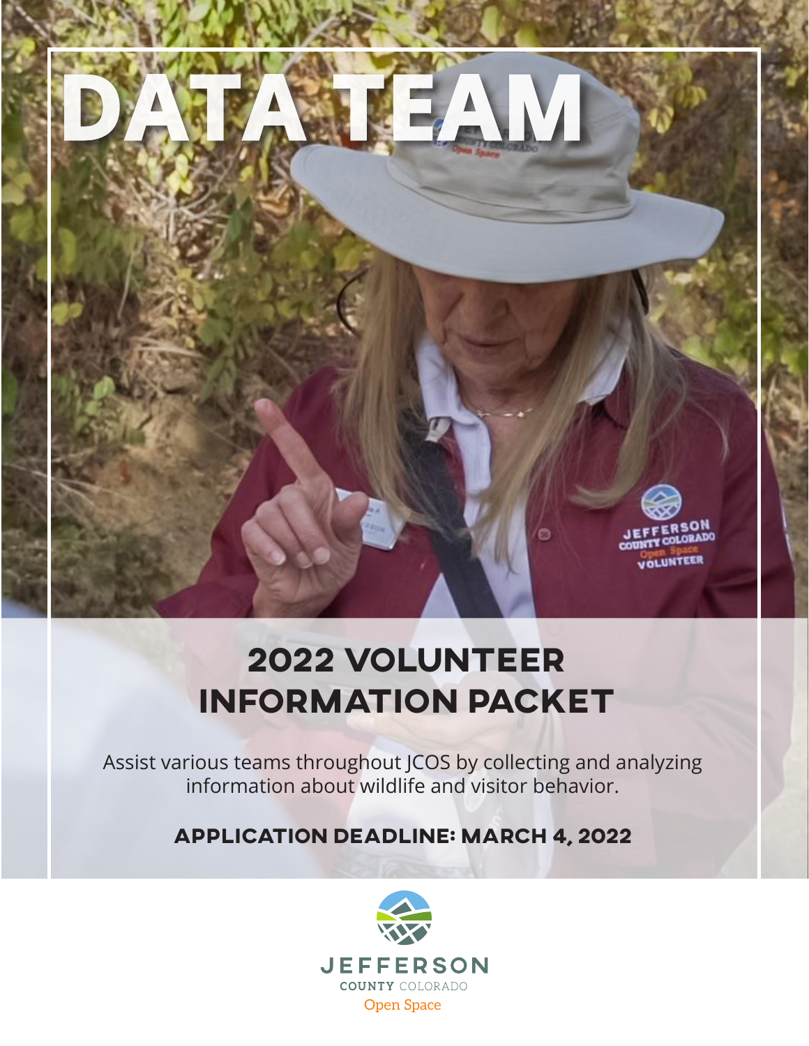# DATA TEAM

## 2022 VOLUNTEER INFORMATION PACKET

Assist various teams throughout JCOS by collecting and analyzing information about wildlife and visitor behavior.

**APPLICATION DEADLINE: MARCH 4, 2022**

JEFFERSON
COUNTY COLORADO
Open Space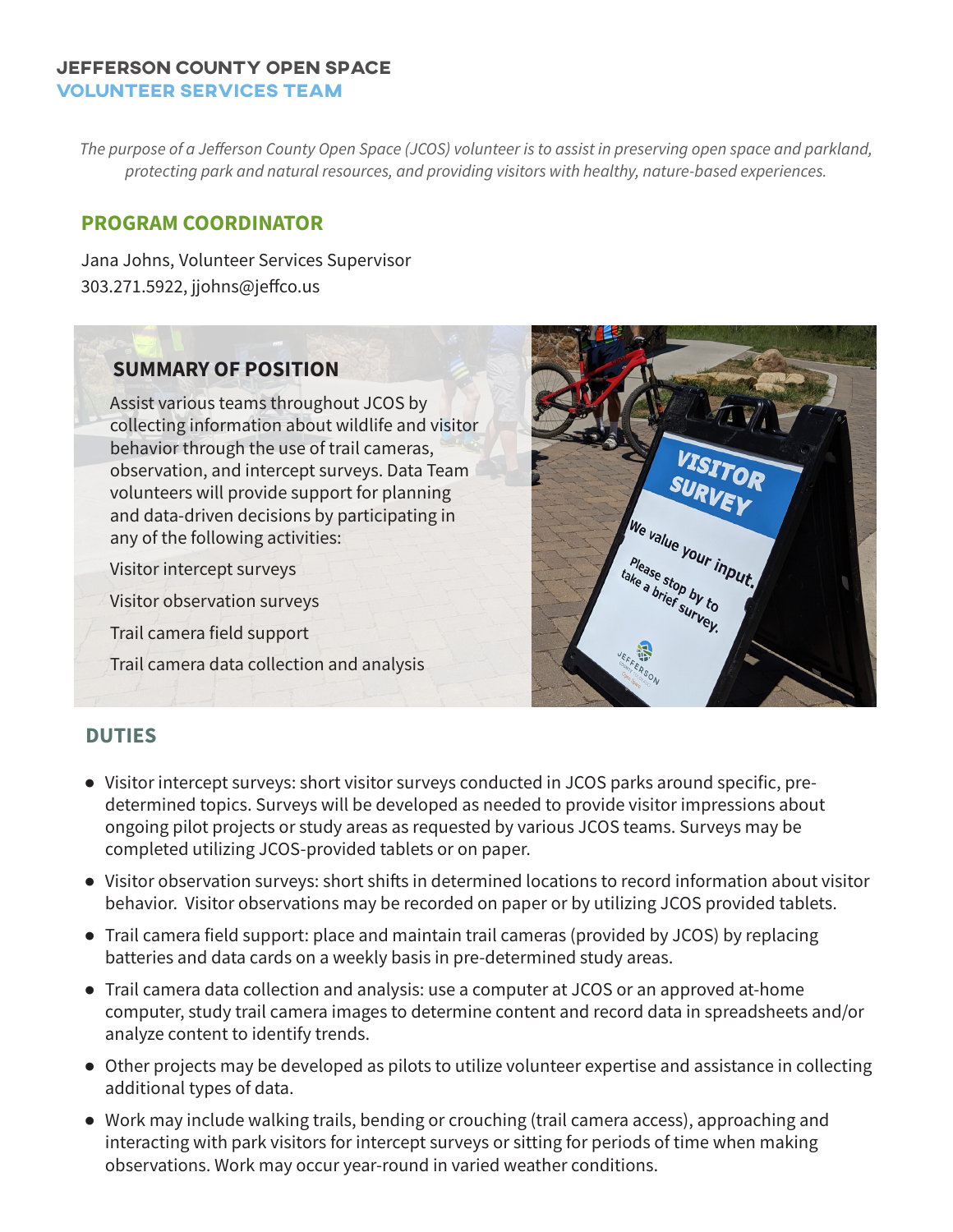# JEFFERSON COUNTY OPEN SPACE
## VOLUNTEER SERVICES TEAM

*The purpose of a Jefferson County Open Space (JCOS) volunteer is to assist in preserving open space and parkland, protecting park and natural resources, and providing visitors with healthy, nature-based experiences.*

## PROGRAM COORDINATOR

Jana Johns, Volunteer Services Supervisor
303.271.5922, jjohns@jeffco.us

## SUMMARY OF POSITION

Assist various teams throughout JCOS by collecting information about wildlife and visitor behavior through the use of trail cameras, observation, and intercept surveys. Data Team volunteers will provide support for planning and data-driven decisions by participating in any of the following activities:

Visitor intercept surveys

Visitor observation surveys

Trail camera field support

Trail camera data collection and analysis

## DUTIES

- Visitor intercept surveys: short visitor surveys conducted in JCOS parks around specific, pre-determined topics. Surveys will be developed as needed to provide visitor impressions about ongoing pilot projects or study areas as requested by various JCOS teams. Surveys may be completed utilizing JCOS-provided tablets or on paper.
- Visitor observation surveys: short shifts in determined locations to record information about visitor behavior. Visitor observations may be recorded on paper or by utilizing JCOS provided tablets.
- Trail camera field support: place and maintain trail cameras (provided by JCOS) by replacing batteries and data cards on a weekly basis in pre-determined study areas.
- Trail camera data collection and analysis: use a computer at JCOS or an approved at-home computer, study trail camera images to determine content and record data in spreadsheets and/or analyze content to identify trends.
- Other projects may be developed as pilots to utilize volunteer expertise and assistance in collecting additional types of data.
- Work may include walking trails, bending or crouching (trail camera access), approaching and interacting with park visitors for intercept surveys or sitting for periods of time when making observations. Work may occur year-round in varied weather conditions.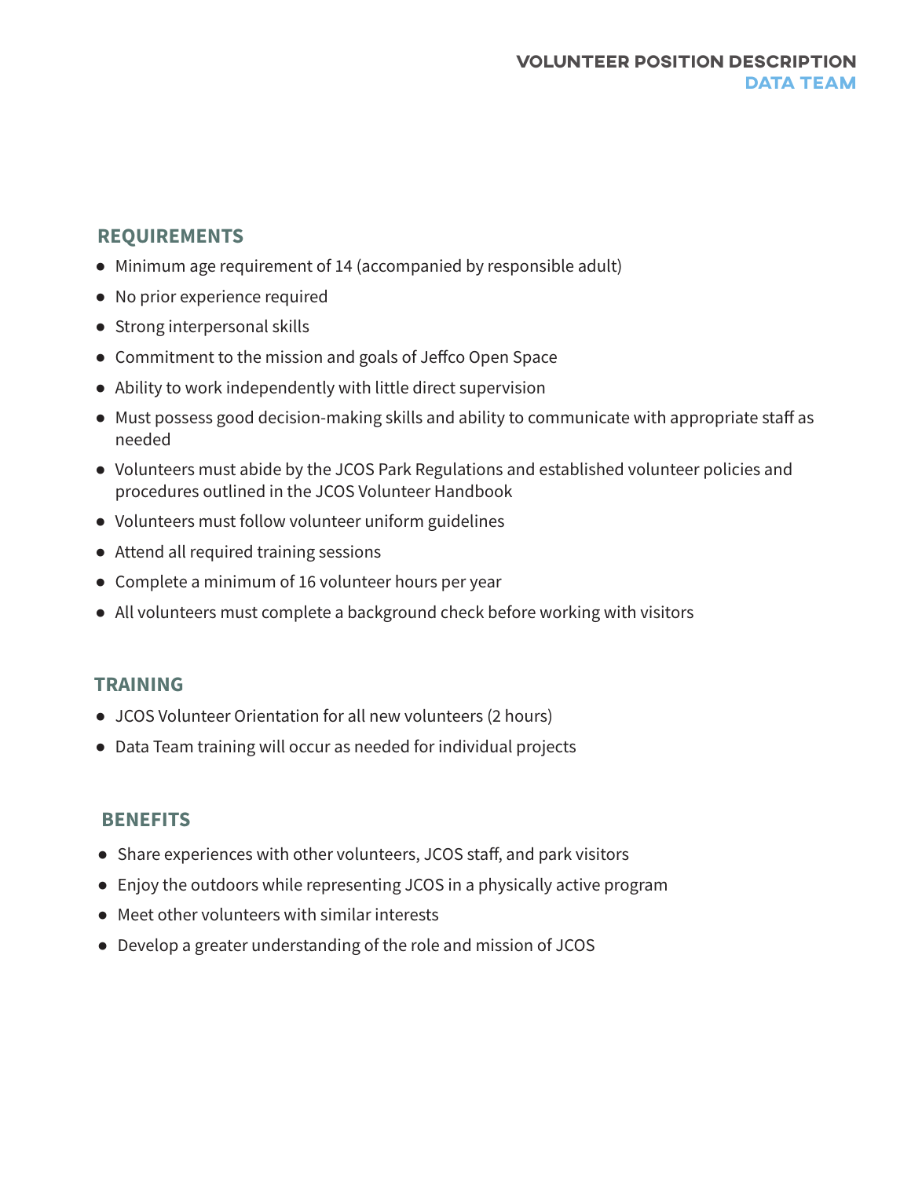## REQUIREMENTS

- Minimum age requirement of 14 (accompanied by responsible adult)
- No prior experience required
- Strong interpersonal skills
- Commitment to the mission and goals of Jeffco Open Space
- Ability to work independently with little direct supervision
- Must possess good decision-making skills and ability to communicate with appropriate staff as needed
- Volunteers must abide by the JCOS Park Regulations and established volunteer policies and procedures outlined in the JCOS Volunteer Handbook
- Volunteers must follow volunteer uniform guidelines
- Attend all required training sessions
- Complete a minimum of 16 volunteer hours per year
- All volunteers must complete a background check before working with visitors

## TRAINING

- JCOS Volunteer Orientation for all new volunteers (2 hours)
- Data Team training will occur as needed for individual projects

## BENEFITS

- Share experiences with other volunteers, JCOS staff, and park visitors
- Enjoy the outdoors while representing JCOS in a physically active program
- Meet other volunteers with similar interests
- Develop a greater understanding of the role and mission of JCOS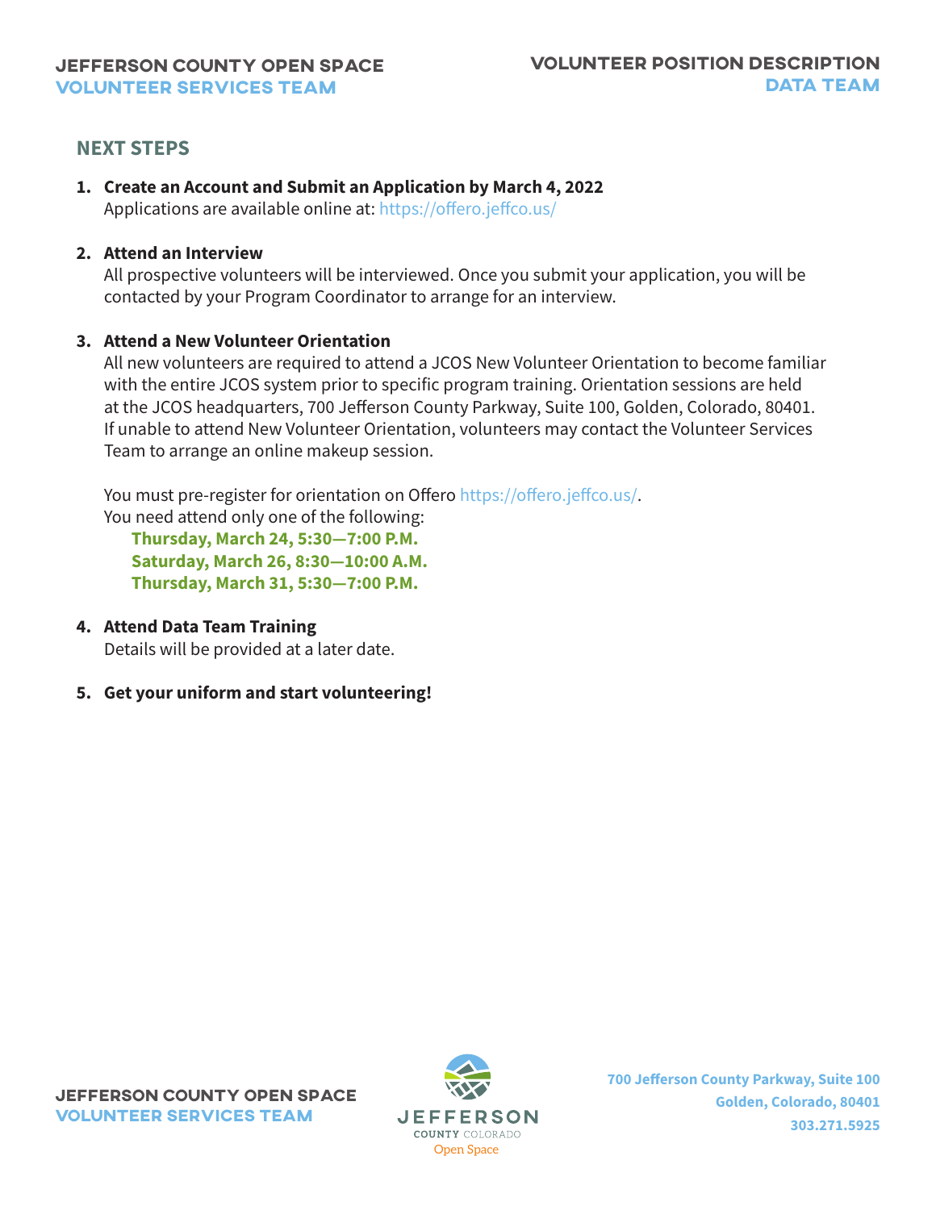## NEXT STEPS

1. **Create an Account and Submit an Application by March 4, 2022**
   Applications are available online at: https://offero.jeffco.us/

2. **Attend an Interview**
   All prospective volunteers will be interviewed. Once you submit your application, you will be contacted by your Program Coordinator to arrange for an interview.

3. **Attend a New Volunteer Orientation**
   All new volunteers are required to attend a JCOS New Volunteer Orientation to become familiar with the entire JCOS system prior to specific program training. Orientation sessions are held at the JCOS headquarters, 700 Jefferson County Parkway, Suite 100, Golden, Colorado, 80401. If unable to attend New Volunteer Orientation, volunteers may contact the Volunteer Services Team to arrange an online makeup session.

   You must pre-register for orientation on Offero https://offero.jeffco.us/.
   You need attend only one of the following:
   **Thursday, March 24, 5:30—7:00 P.M.**
   **Saturday, March 26, 8:30—10:00 A.M.**
   **Thursday, March 31, 5:30—7:00 P.M.**

4. **Attend Data Team Training**
   Details will be provided at a later date.

5. **Get your uniform and start volunteering!**